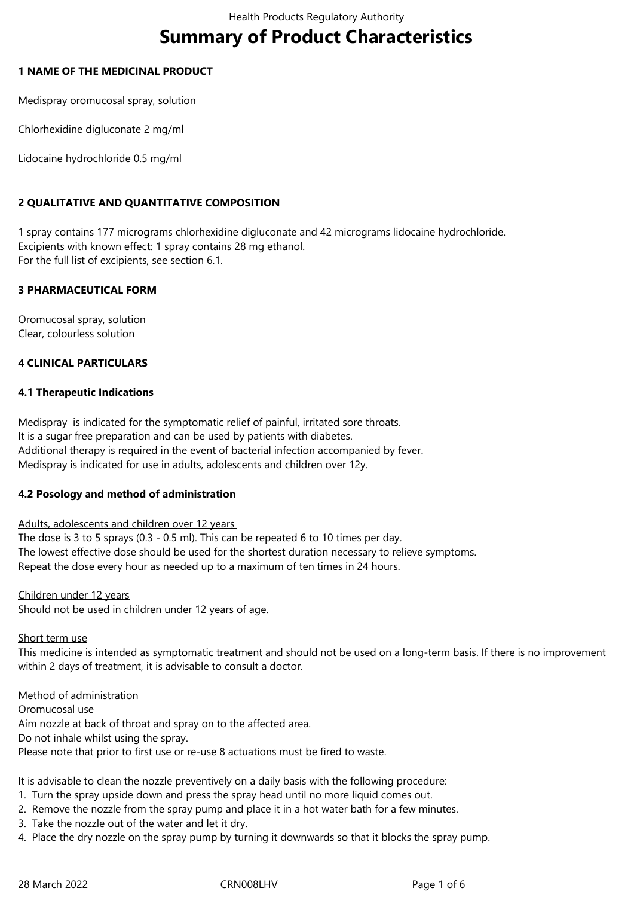# Summary of Product Characteristics

## 1 NAME OF THE MEDICINAL PRODUCT

Medispray oromucosal spray, solution

Chlorhexidine digluconate 2 mg/ml

Lidocaine hydrochloride 0.5 mg/ml

## 2 QUALITATIVE AND QUANTITATIVE COMPOSITION

1 spray contains 177 micrograms chlorhexidine digluconate and 42 micrograms lidocaine hydrochloride.
Excipients with known effect: 1 spray contains 28 mg ethanol.
For the full list of excipients, see section 6.1.

## 3 PHARMACEUTICAL FORM

Oromucosal spray, solution
Clear, colourless solution

## 4 CLINICAL PARTICULARS

### 4.1 Therapeutic Indications

Medispray is indicated for the symptomatic relief of painful, irritated sore throats.
It is a sugar free preparation and can be used by patients with diabetes.
Additional therapy is required in the event of bacterial infection accompanied by fever.
Medispray is indicated for use in adults, adolescents and children over 12y.

### 4.2 Posology and method of administration

Adults, adolescents and children over 12 years
The dose is 3 to 5 sprays (0.3 - 0.5 ml). This can be repeated 6 to 10 times per day.
The lowest effective dose should be used for the shortest duration necessary to relieve symptoms.
Repeat the dose every hour as needed up to a maximum of ten times in 24 hours.

Children under 12 years
Should not be used in children under 12 years of age.

Short term use
This medicine is intended as symptomatic treatment and should not be used on a long-term basis. If there is no improvement within 2 days of treatment, it is advisable to consult a doctor.

Method of administration
Oromucosal use
Aim nozzle at back of throat and spray on to the affected area.
Do not inhale whilst using the spray.
Please note that prior to first use or re-use 8 actuations must be fired to waste.

It is advisable to clean the nozzle preventively on a daily basis with the following procedure:

1. Turn the spray upside down and press the spray head until no more liquid comes out.
2. Remove the nozzle from the spray pump and place it in a hot water bath for a few minutes.
3. Take the nozzle out of the water and let it dry.
4. Place the dry nozzle on the spray pump by turning it downwards so that it blocks the spray pump.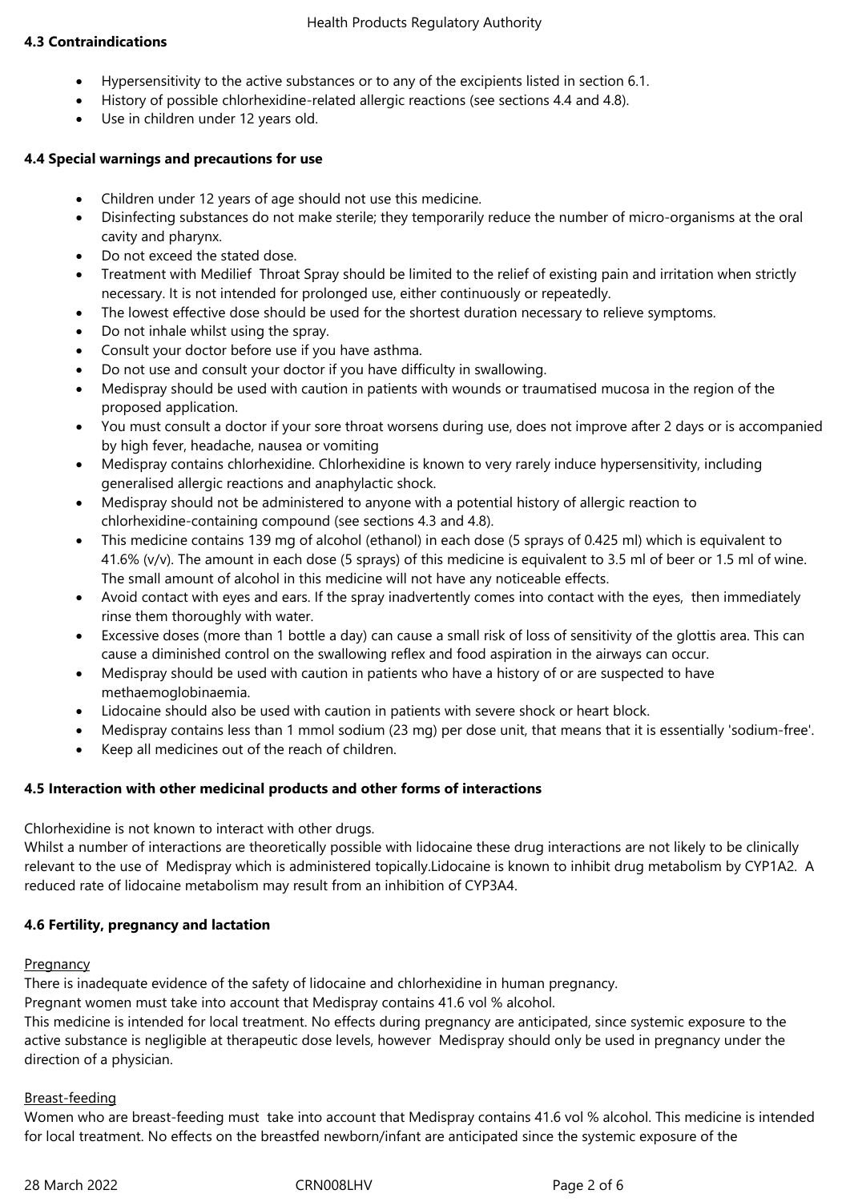#### 4.3 Contraindications

- Hypersensitivity to the active substances or to any of the excipients listed in section 6.1.
- History of possible chlorhexidine-related allergic reactions (see sections 4.4 and 4.8).
- Use in children under 12 years old.

#### 4.4 Special warnings and precautions for use

- Children under 12 years of age should not use this medicine.
- Disinfecting substances do not make sterile; they temporarily reduce the number of micro-organisms at the oral cavity and pharynx.
- Do not exceed the stated dose.
- Treatment with Medilief Throat Spray should be limited to the relief of existing pain and irritation when strictly necessary. It is not intended for prolonged use, either continuously or repeatedly.
- The lowest effective dose should be used for the shortest duration necessary to relieve symptoms.
- Do not inhale whilst using the spray.
- Consult your doctor before use if you have asthma.
- Do not use and consult your doctor if you have difficulty in swallowing.
- Medispray should be used with caution in patients with wounds or traumatised mucosa in the region of the proposed application.
- You must consult a doctor if your sore throat worsens during use, does not improve after 2 days or is accompanied by high fever, headache, nausea or vomiting
- Medispray contains chlorhexidine. Chlorhexidine is known to very rarely induce hypersensitivity, including generalised allergic reactions and anaphylactic shock.
- Medispray should not be administered to anyone with a potential history of allergic reaction to chlorhexidine-containing compound (see sections 4.3 and 4.8).
- This medicine contains 139 mg of alcohol (ethanol) in each dose (5 sprays of 0.425 ml) which is equivalent to 41.6% (v/v). The amount in each dose (5 sprays) of this medicine is equivalent to 3.5 ml of beer or 1.5 ml of wine. The small amount of alcohol in this medicine will not have any noticeable effects.
- Avoid contact with eyes and ears. If the spray inadvertently comes into contact with the eyes, then immediately rinse them thoroughly with water.
- Excessive doses (more than 1 bottle a day) can cause a small risk of loss of sensitivity of the glottis area. This can cause a diminished control on the swallowing reflex and food aspiration in the airways can occur.
- Medispray should be used with caution in patients who have a history of or are suspected to have methaemoglobinaemia.
- Lidocaine should also be used with caution in patients with severe shock or heart block.
- Medispray contains less than 1 mmol sodium (23 mg) per dose unit, that means that it is essentially 'sodium-free'.
- Keep all medicines out of the reach of children.

#### 4.5 Interaction with other medicinal products and other forms of interactions

Chlorhexidine is not known to interact with other drugs.
Whilst a number of interactions are theoretically possible with lidocaine these drug interactions are not likely to be clinically relevant to the use of Medispray which is administered topically.Lidocaine is known to inhibit drug metabolism by CYP1A2. A reduced rate of lidocaine metabolism may result from an inhibition of CYP3A4.

#### 4.6 Fertility, pregnancy and lactation

Pregnancy

There is inadequate evidence of the safety of lidocaine and chlorhexidine in human pregnancy.
Pregnant women must take into account that Medispray contains 41.6 vol % alcohol.
This medicine is intended for local treatment. No effects during pregnancy are anticipated, since systemic exposure to the active substance is negligible at therapeutic dose levels, however Medispray should only be used in pregnancy under the direction of a physician.

Breast-feeding

Women who are breast-feeding must take into account that Medispray contains 41.6 vol % alcohol. This medicine is intended for local treatment. No effects on the breastfed newborn/infant are anticipated since the systemic exposure of the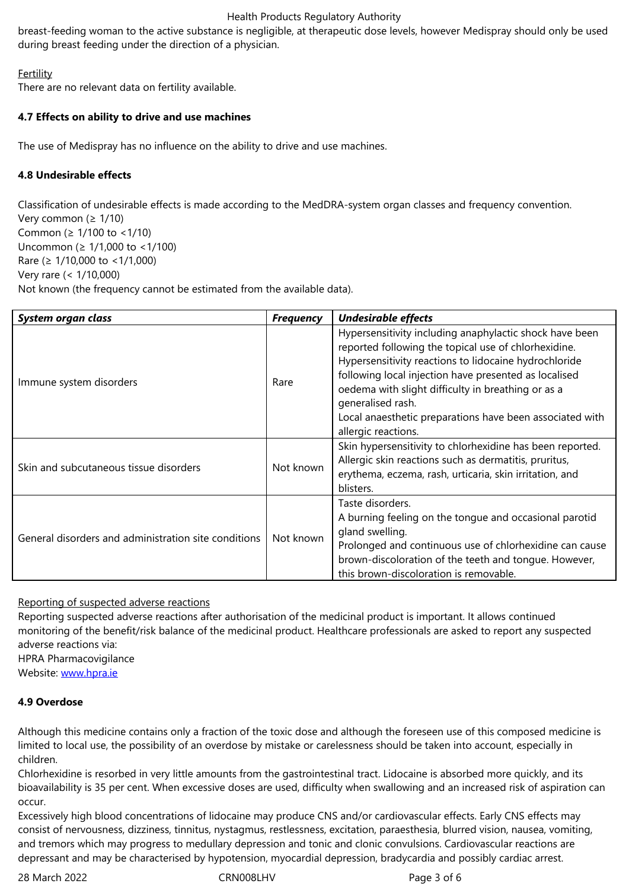breast-feeding woman to the active substance is negligible, at therapeutic dose levels, however Medispray should only be used during breast feeding under the direction of a physician.

Fertility

There are no relevant data on fertility available.

**4.7 Effects on ability to drive and use machines**

The use of Medispray has no influence on the ability to drive and use machines.

**4.8 Undesirable effects**

Classification of undesirable effects is made according to the MedDRA-system organ classes and frequency convention.
Very common (≥ 1/10)
Common (≥ 1/100 to <1/10)
Uncommon (≥ 1/1,000 to <1/100)
Rare (≥ 1/10,000 to <1/1,000)
Very rare (< 1/10,000)
Not known (the frequency cannot be estimated from the available data).

| ***System organ class*** | ***Frequency*** | ***Undesirable effects*** |
|---|---|---|
| Immune system disorders | Rare | Hypersensitivity including anaphylactic shock have been reported following the topical use of chlorhexidine. Hypersensitivity reactions to lidocaine hydrochloride following local injection have presented as localised oedema with slight difficulty in breathing or as a generalised rash. Local anaesthetic preparations have been associated with allergic reactions. |
| Skin and subcutaneous tissue disorders | Not known | Skin hypersensitivity to chlorhexidine has been reported. Allergic skin reactions such as dermatitis, pruritus, erythema, eczema, rash, urticaria, skin irritation, and blisters. |
| General disorders and administration site conditions | Not known | Taste disorders. A burning feeling on the tongue and occasional parotid gland swelling. Prolonged and continuous use of chlorhexidine can cause brown-discoloration of the teeth and tongue. However, this brown-discoloration is removable. |

Reporting of suspected adverse reactions

Reporting suspected adverse reactions after authorisation of the medicinal product is important. It allows continued monitoring of the benefit/risk balance of the medicinal product. Healthcare professionals are asked to report any suspected adverse reactions via:
HPRA Pharmacovigilance
Website: www.hpra.ie

**4.9 Overdose**

Although this medicine contains only a fraction of the toxic dose and although the foreseen use of this composed medicine is limited to local use, the possibility of an overdose by mistake or carelessness should be taken into account, especially in children.
Chlorhexidine is resorbed in very little amounts from the gastrointestinal tract. Lidocaine is absorbed more quickly, and its bioavailability is 35 per cent. When excessive doses are used, difficulty when swallowing and an increased risk of aspiration can occur.
Excessively high blood concentrations of lidocaine may produce CNS and/or cardiovascular effects. Early CNS effects may consist of nervousness, dizziness, tinnitus, nystagmus, restlessness, excitation, paraesthesia, blurred vision, nausea, vomiting, and tremors which may progress to medullary depression and tonic and clonic convulsions. Cardiovascular reactions are depressant and may be characterised by hypotension, myocardial depression, bradycardia and possibly cardiac arrest.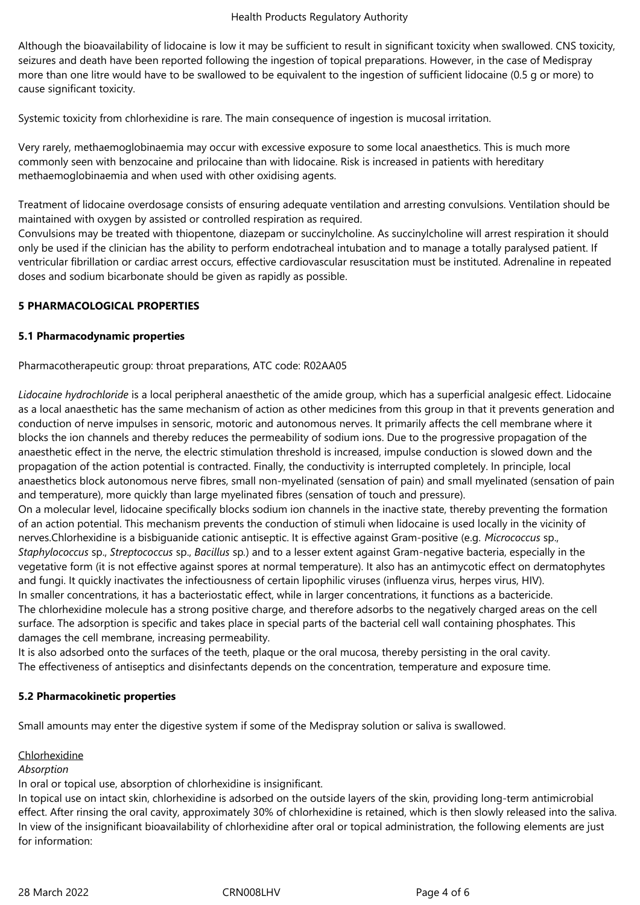Although the bioavailability of lidocaine is low it may be sufficient to result in significant toxicity when swallowed. CNS toxicity, seizures and death have been reported following the ingestion of topical preparations. However, in the case of Medispray more than one litre would have to be swallowed to be equivalent to the ingestion of sufficient lidocaine (0.5 g or more) to cause significant toxicity.

Systemic toxicity from chlorhexidine is rare. The main consequence of ingestion is mucosal irritation.

Very rarely, methaemoglobinaemia may occur with excessive exposure to some local anaesthetics. This is much more commonly seen with benzocaine and prilocaine than with lidocaine. Risk is increased in patients with hereditary methaemoglobinaemia and when used with other oxidising agents.

Treatment of lidocaine overdosage consists of ensuring adequate ventilation and arresting convulsions. Ventilation should be maintained with oxygen by assisted or controlled respiration as required.
Convulsions may be treated with thiopentone, diazepam or succinylcholine. As succinylcholine will arrest respiration it should only be used if the clinician has the ability to perform endotracheal intubation and to manage a totally paralysed patient. If ventricular fibrillation or cardiac arrest occurs, effective cardiovascular resuscitation must be instituted. Adrenaline in repeated doses and sodium bicarbonate should be given as rapidly as possible.

## 5 PHARMACOLOGICAL PROPERTIES

### 5.1 Pharmacodynamic properties

Pharmacotherapeutic group: throat preparations, ATC code: R02AA05

*Lidocaine hydrochloride* is a local peripheral anaesthetic of the amide group, which has a superficial analgesic effect. Lidocaine as a local anaesthetic has the same mechanism of action as other medicines from this group in that it prevents generation and conduction of nerve impulses in sensoric, motoric and autonomous nerves. It primarily affects the cell membrane where it blocks the ion channels and thereby reduces the permeability of sodium ions. Due to the progressive propagation of the anaesthetic effect in the nerve, the electric stimulation threshold is increased, impulse conduction is slowed down and the propagation of the action potential is contracted. Finally, the conductivity is interrupted completely. In principle, local anaesthetics block autonomous nerve fibres, small non-myelinated (sensation of pain) and small myelinated (sensation of pain and temperature), more quickly than large myelinated fibres (sensation of touch and pressure).
On a molecular level, lidocaine specifically blocks sodium ion channels in the inactive state, thereby preventing the formation of an action potential. This mechanism prevents the conduction of stimuli when lidocaine is used locally in the vicinity of nerves.Chlorhexidine is a bisbiguanide cationic antiseptic. It is effective against Gram-positive (e.g. *Micrococcus* sp., *Staphylococcus* sp., *Streptococcus* sp., *Bacillus* sp.) and to a lesser extent against Gram-negative bacteria, especially in the vegetative form (it is not effective against spores at normal temperature). It also has an antimycotic effect on dermatophytes and fungi. It quickly inactivates the infectiousness of certain lipophilic viruses (influenza virus, herpes virus, HIV).
In smaller concentrations, it has a bacteriostatic effect, while in larger concentrations, it functions as a bactericide.
The chlorhexidine molecule has a strong positive charge, and therefore adsorbs to the negatively charged areas on the cell surface. The adsorption is specific and takes place in special parts of the bacterial cell wall containing phosphates. This damages the cell membrane, increasing permeability.
It is also adsorbed onto the surfaces of the teeth, plaque or the oral mucosa, thereby persisting in the oral cavity.
The effectiveness of antiseptics and disinfectants depends on the concentration, temperature and exposure time.

### 5.2 Pharmacokinetic properties

Small amounts may enter the digestive system if some of the Medispray solution or saliva is swallowed.

Chlorhexidine

*Absorption*

In oral or topical use, absorption of chlorhexidine is insignificant.
In topical use on intact skin, chlorhexidine is adsorbed on the outside layers of the skin, providing long-term antimicrobial effect. After rinsing the oral cavity, approximately 30% of chlorhexidine is retained, which is then slowly released into the saliva.
In view of the insignificant bioavailability of chlorhexidine after oral or topical administration, the following elements are just for information: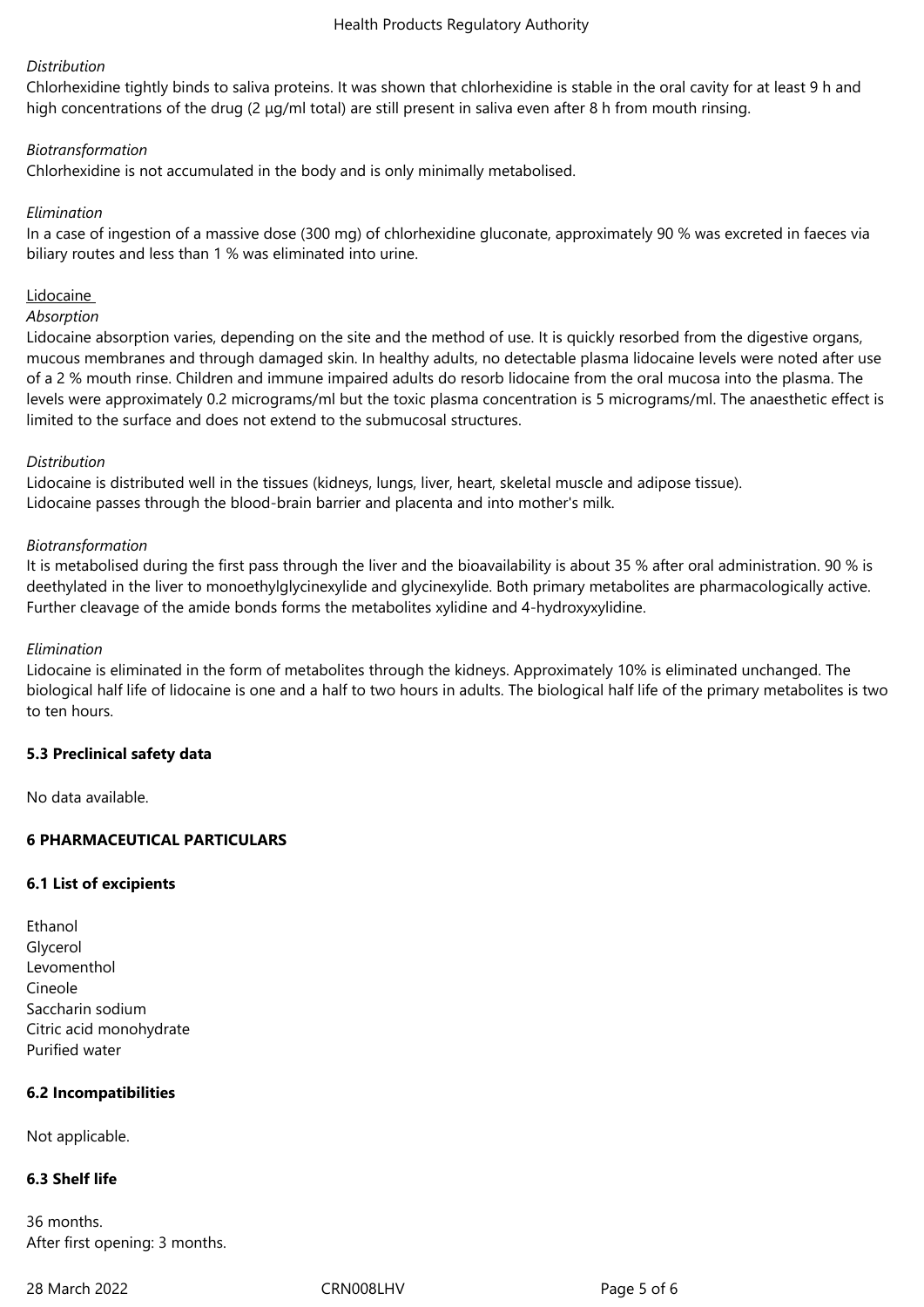*Distribution*

Chlorhexidine tightly binds to saliva proteins. It was shown that chlorhexidine is stable in the oral cavity for at least 9 h and high concentrations of the drug (2 µg/ml total) are still present in saliva even after 8 h from mouth rinsing.

*Biotransformation*

Chlorhexidine is not accumulated in the body and is only minimally metabolised.

*Elimination*

In a case of ingestion of a massive dose (300 mg) of chlorhexidine gluconate, approximately 90 % was excreted in faeces via biliary routes and less than 1 % was eliminated into urine.

Lidocaine

*Absorption*

Lidocaine absorption varies, depending on the site and the method of use. It is quickly resorbed from the digestive organs, mucous membranes and through damaged skin. In healthy adults, no detectable plasma lidocaine levels were noted after use of a 2 % mouth rinse. Children and immune impaired adults do resorb lidocaine from the oral mucosa into the plasma. The levels were approximately 0.2 micrograms/ml but the toxic plasma concentration is 5 micrograms/ml. The anaesthetic effect is limited to the surface and does not extend to the submucosal structures.

*Distribution*

Lidocaine is distributed well in the tissues (kidneys, lungs, liver, heart, skeletal muscle and adipose tissue).
Lidocaine passes through the blood-brain barrier and placenta and into mother's milk.

*Biotransformation*

It is metabolised during the first pass through the liver and the bioavailability is about 35 % after oral administration. 90 % is deethylated in the liver to monoethylglycinexylide and glycinexylide. Both primary metabolites are pharmacologically active. Further cleavage of the amide bonds forms the metabolites xylidine and 4-hydroxyxylidine.

*Elimination*

Lidocaine is eliminated in the form of metabolites through the kidneys. Approximately 10% is eliminated unchanged. The biological half life of lidocaine is one and a half to two hours in adults. The biological half life of the primary metabolites is two to ten hours.

**5.3 Preclinical safety data**

No data available.

**6 PHARMACEUTICAL PARTICULARS**

**6.1 List of excipients**

Ethanol
Glycerol
Levomenthol
Cineole
Saccharin sodium
Citric acid monohydrate
Purified water

**6.2 Incompatibilities**

Not applicable.

**6.3 Shelf life**

36 months.
After first opening: 3 months.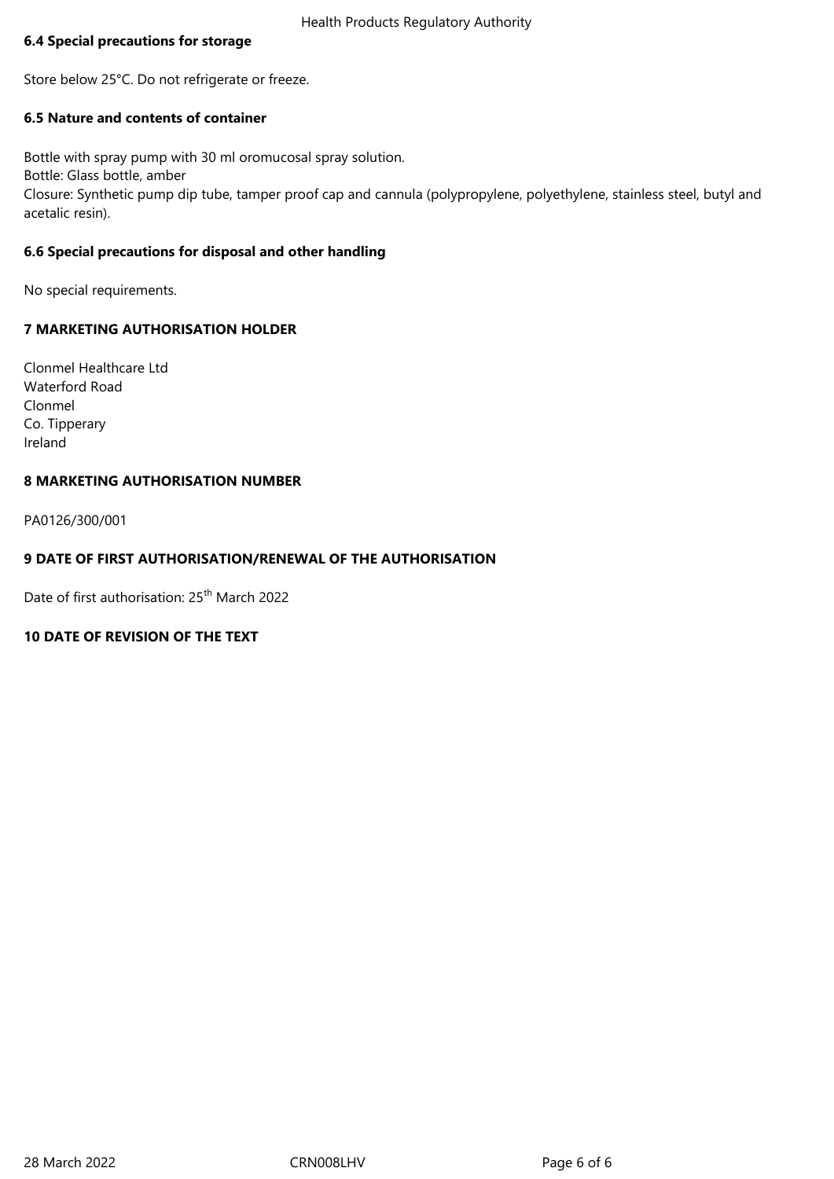## 6.4 Special precautions for storage

Store below 25°C. Do not refrigerate or freeze.

## 6.5 Nature and contents of container

Bottle with spray pump with 30 ml oromucosal spray solution.
Bottle: Glass bottle, amber
Closure: Synthetic pump dip tube, tamper proof cap and cannula (polypropylene, polyethylene, stainless steel, butyl and acetalic resin).

## 6.6 Special precautions for disposal and other handling

No special requirements.

# 7 MARKETING AUTHORISATION HOLDER

Clonmel Healthcare Ltd
Waterford Road
Clonmel
Co. Tipperary
Ireland

# 8 MARKETING AUTHORISATION NUMBER

PA0126/300/001

# 9 DATE OF FIRST AUTHORISATION/RENEWAL OF THE AUTHORISATION

Date of first authorisation: 25th March 2022

# 10 DATE OF REVISION OF THE TEXT